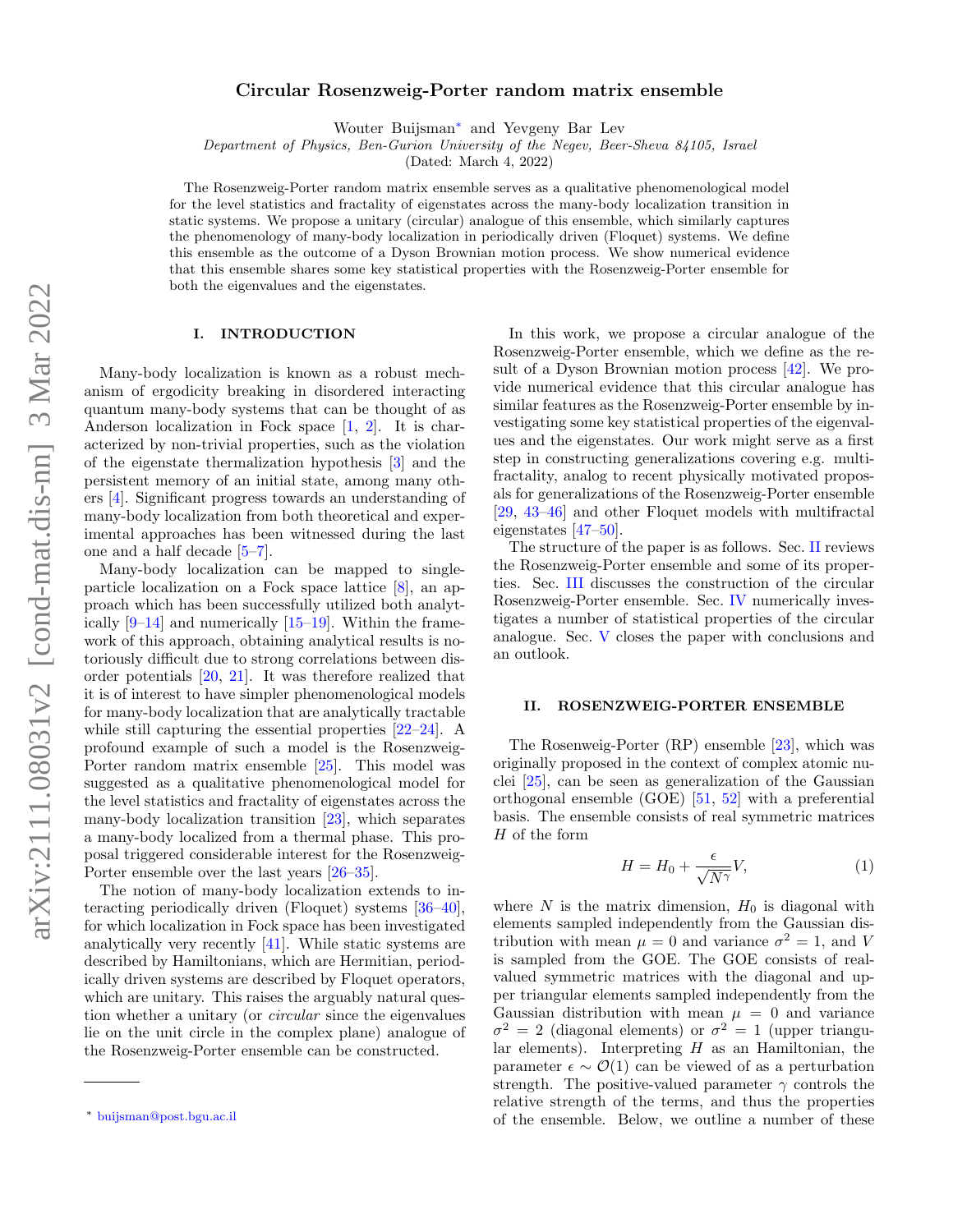# Circular Rosenzweig-Porter random matrix ensemble

Wouter Buijsman* and Yevgeny Bar Lev

*Department of Physics, Ben-Gurion University of the Negev, Beer-Sheva 84105, Israel*

(Dated: March 4, 2022)

The Rosenzweig-Porter random matrix ensemble serves as a qualitative phenomenological model for the level statistics and fractality of eigenstates across the many-body localization transition in static systems. We propose a unitary (circular) analogue of this ensemble, which similarly captures the phenomenology of many-body localization in periodically driven (Floquet) systems. We define this ensemble as the outcome of a Dyson Brownian motion process. We show numerical evidence that this ensemble shares some key statistical properties with the Rosenzweig-Porter ensemble for both the eigenvalues and the eigenstates.

## I. INTRODUCTION

Many-body localization is known as a robust mechanism of ergodicity breaking in disordered interacting quantum many-body systems that can be thought of as Anderson localization in Fock space [1, 2]. It is characterized by non-trivial properties, such as the violation of the eigenstate thermalization hypothesis [3] and the persistent memory of an initial state, among many others [4]. Significant progress towards an understanding of many-body localization from both theoretical and experimental approaches has been witnessed during the last one and a half decade [5–7].

Many-body localization can be mapped to single-particle localization on a Fock space lattice [8], an approach which has been successfully utilized both analytically [9–14] and numerically [15–19]. Within the framework of this approach, obtaining analytical results is notoriously difficult due to strong correlations between disorder potentials [20, 21]. It was therefore realized that it is of interest to have simpler phenomenological models for many-body localization that are analytically tractable while still capturing the essential properties [22–24]. A profound example of such a model is the Rosenzweig-Porter random matrix ensemble [25]. This model was suggested as a qualitative phenomenological model for the level statistics and fractality of eigenstates across the many-body localization transition [23], which separates a many-body localized from a thermal phase. This proposal triggered considerable interest for the Rosenzweig-Porter ensemble over the last years [26–35].

The notion of many-body localization extends to interacting periodically driven (Floquet) systems [36–40], for which localization in Fock space has been investigated analytically very recently [41]. While static systems are described by Hamiltonians, which are Hermitian, periodically driven systems are described by Floquet operators, which are unitary. This raises the arguably natural question whether a unitary (or *circular* since the eigenvalues lie on the unit circle in the complex plane) analogue of the Rosenzweig-Porter ensemble can be constructed.

In this work, we propose a circular analogue of the Rosenzweig-Porter ensemble, which we define as the result of a Dyson Brownian motion process [42]. We provide numerical evidence that this circular analogue has similar features as the Rosenzweig-Porter ensemble by investigating some key statistical properties of the eigenvalues and the eigenstates. Our work might serve as a first step in constructing generalizations covering e.g. multifractality, analog to recent physically motivated proposals for generalizations of the Rosenzweig-Porter ensemble [29, 43–46] and other Floquet models with multifractal eigenstates [47–50].

The structure of the paper is as follows. Sec. II reviews the Rosenzweig-Porter ensemble and some of its properties. Sec. III discusses the construction of the circular Rosenzweig-Porter ensemble. Sec. IV numerically investigates a number of statistical properties of the circular analogue. Sec. V closes the paper with conclusions and an outlook.

## II. ROSENZWEIG-PORTER ENSEMBLE

The Rosenweig-Porter (RP) ensemble [23], which was originally proposed in the context of complex atomic nuclei [25], can be seen as generalization of the Gaussian orthogonal ensemble (GOE) [51, 52] with a preferential basis. The ensemble consists of real symmetric matrices $H$ of the form

$$H = H_0 + \frac{\epsilon}{\sqrt{N^\gamma}} V, \tag{1}$$

where $N$ is the matrix dimension, $H_0$ is diagonal with elements sampled independently from the Gaussian distribution with mean $\mu = 0$ and variance $\sigma^2 = 1$, and $V$ is sampled from the GOE. The GOE consists of real-valued symmetric matrices with the diagonal and upper triangular elements sampled independently from the Gaussian distribution with mean $\mu = 0$ and variance $\sigma^2 = 2$ (diagonal elements) or $\sigma^2 = 1$ (upper triangular elements). Interpreting $H$ as an Hamiltonian, the parameter $\epsilon \sim \mathcal{O}(1)$ can be viewed of as a perturbation strength. The positive-valued parameter $\gamma$ controls the relative strength of the terms, and thus the properties of the ensemble. Below, we outline a number of these

* buijsman@post.bgu.ac.il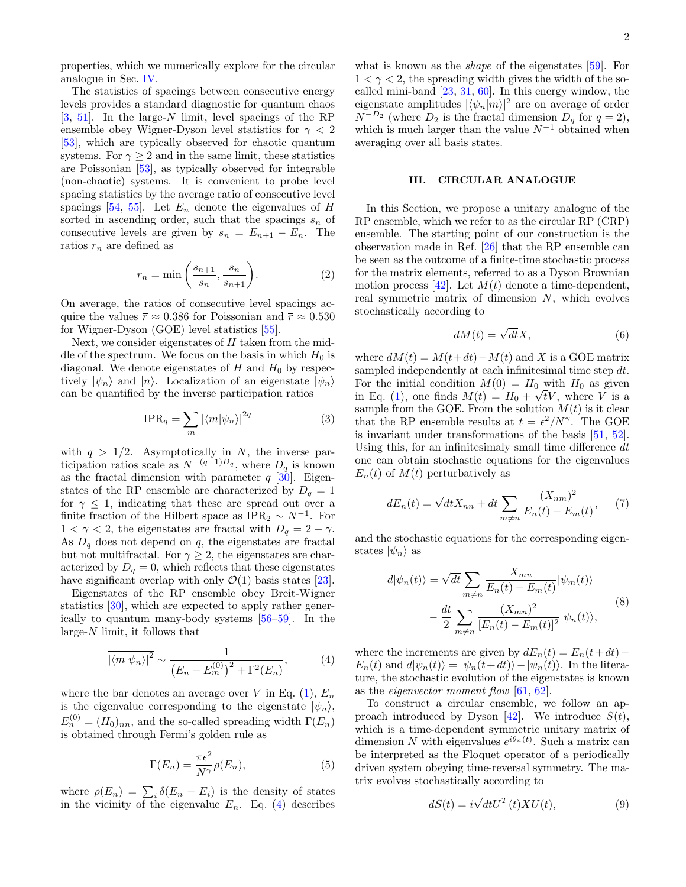properties, which we numerically explore for the circular analogue in Sec. IV.

The statistics of spacings between consecutive energy levels provides a standard diagnostic for quantum chaos [3, 51]. In the large-$N$ limit, level spacings of the RP ensemble obey Wigner-Dyson level statistics for $\gamma < 2$ [53], which are typically observed for chaotic quantum systems. For $\gamma \geq 2$ and in the same limit, these statistics are Poissonian [53], as typically observed for integrable (non-chaotic) systems. It is convenient to probe level spacing statistics by the average ratio of consecutive level spacings [54, 55]. Let $E_n$ denote the eigenvalues of $H$ sorted in ascending order, such that the spacings $s_n$ of consecutive levels are given by $s_n = E_{n+1} - E_n$. The ratios $r_n$ are defined as

$$r_n = \min\left(\frac{s_{n+1}}{s_n}, \frac{s_n}{s_{n+1}}\right). \tag{2}$$

On average, the ratios of consecutive level spacings acquire the values $\overline{r} \approx 0.386$ for Poissonian and $\overline{r} \approx 0.530$ for Wigner-Dyson (GOE) level statistics [55].

Next, we consider eigenstates of $H$ taken from the middle of the spectrum. We focus on the basis in which $H_0$ is diagonal. We denote eigenstates of $H$ and $H_0$ by respectively $|\psi_n\rangle$ and $|n\rangle$. Localization of an eigenstate $|\psi_n\rangle$ can be quantified by the inverse participation ratios

$$\mathrm{IPR}_q = \sum_m |\langle m|\psi_n\rangle|^{2q} \tag{3}$$

with $q > 1/2$. Asymptotically in $N$, the inverse participation ratios scale as $N^{-(q-1)D_q}$, where $D_q$ is known as the fractal dimension with parameter $q$ [30]. Eigenstates of the RP ensemble are characterized by $D_q = 1$ for $\gamma \leq 1$, indicating that these are spread out over a finite fraction of the Hilbert space as $\mathrm{IPR}_2 \sim N^{-1}$. For $1 < \gamma < 2$, the eigenstates are fractal with $D_q = 2 - \gamma$. As $D_q$ does not depend on $q$, the eigenstates are fractal but not multifractal. For $\gamma \geq 2$, the eigenstates are characterized by $D_q = 0$, which reflects that these eigenstates have significant overlap with only $\mathcal{O}(1)$ basis states [23].

Eigenstates of the RP ensemble obey Breit-Wigner statistics [30], which are expected to apply rather generically to quantum many-body systems [56–59]. In the large-$N$ limit, it follows that

$$\overline{|\langle m|\psi_n\rangle|^2} \sim \frac{1}{\left(E_n - E_m^{(0)}\right)^2 + \Gamma^2(E_n)}, \tag{4}$$

where the bar denotes an average over $V$ in Eq. (1), $E_n$ is the eigenvalue corresponding to the eigenstate $|\psi_n\rangle$, $E_n^{(0)} = (H_0)_{nn}$, and the so-called spreading width $\Gamma(E_n)$ is obtained through Fermi's golden rule as

$$\Gamma(E_n) = \frac{\pi\epsilon^2}{N^\gamma}\rho(E_n), \tag{5}$$

where $\rho(E_n) = \sum_i \delta(E_n - E_i)$ is the density of states in the vicinity of the eigenvalue $E_n$. Eq. (4) describes what is known as the *shape* of the eigenstates [59]. For $1 < \gamma < 2$, the spreading width gives the width of the so-called mini-band [23, 31, 60]. In this energy window, the eigenstate amplitudes $|\langle\psi_n|m\rangle|^2$ are on average of order $N^{-D_2}$ (where $D_2$ is the fractal dimension $D_q$ for $q = 2$), which is much larger than the value $N^{-1}$ obtained when averaging over all basis states.

## III. CIRCULAR ANALOGUE

In this Section, we propose a unitary analogue of the RP ensemble, which we refer to as the circular RP (CRP) ensemble. The starting point of our construction is the observation made in Ref. [26] that the RP ensemble can be seen as the outcome of a finite-time stochastic process for the matrix elements, referred to as a Dyson Brownian motion process [42]. Let $M(t)$ denote a time-dependent, real symmetric matrix of dimension $N$, which evolves stochastically according to

$$dM(t) = \sqrt{dt}X, \tag{6}$$

where $dM(t) = M(t+dt) - M(t)$ and $X$ is a GOE matrix sampled independently at each infinitesimal time step $dt$. For the initial condition $M(0) = H_0$ with $H_0$ as given in Eq. (1), one finds $M(t) = H_0 + \sqrt{t}V$, where $V$ is a sample from the GOE. From the solution $M(t)$ is it clear that the RP ensemble results at $t = \epsilon^2/N^\gamma$. The GOE is invariant under transformations of the basis [51, 52]. Using this, for an infinitesimaly small time difference $dt$ one can obtain stochastic equations for the eigenvalues $E_n(t)$ of $M(t)$ perturbatively as

$$dE_n(t) = \sqrt{dt}X_{nn} + dt\sum_{m\neq n}\frac{(X_{nm})^2}{E_n(t) - E_m(t)}, \tag{7}$$

and the stochastic equations for the corresponding eigenstates $|\psi_n\rangle$ as

$$\begin{aligned} d|\psi_n(t)\rangle = &\sqrt{dt}\sum_{m\neq n}\frac{X_{mn}}{E_n(t) - E_m(t)}|\psi_m(t)\rangle \\ &- \frac{dt}{2}\sum_{m\neq n}\frac{(X_{mn})^2}{[E_n(t) - E_m(t)]^2}|\psi_n(t)\rangle, \end{aligned} \tag{8}$$

where the increments are given by $dE_n(t) = E_n(t+dt) - E_n(t)$ and $d|\psi_n(t)\rangle = |\psi_n(t+dt)\rangle - |\psi_n(t)\rangle$. In the literature, the stochastic evolution of the eigenstates is known as the *eigenvector moment flow* [61, 62].

To construct a circular ensemble, we follow an approach introduced by Dyson [42]. We introduce $S(t)$, which is a time-dependent symmetric unitary matrix of dimension $N$ with eigenvalues $e^{i\theta_n(t)}$. Such a matrix can be interpreted as the Floquet operator of a periodically driven system obeying time-reversal symmetry. The matrix evolves stochastically according to

$$dS(t) = i\sqrt{dt}U^T(t)XU(t), \tag{9}$$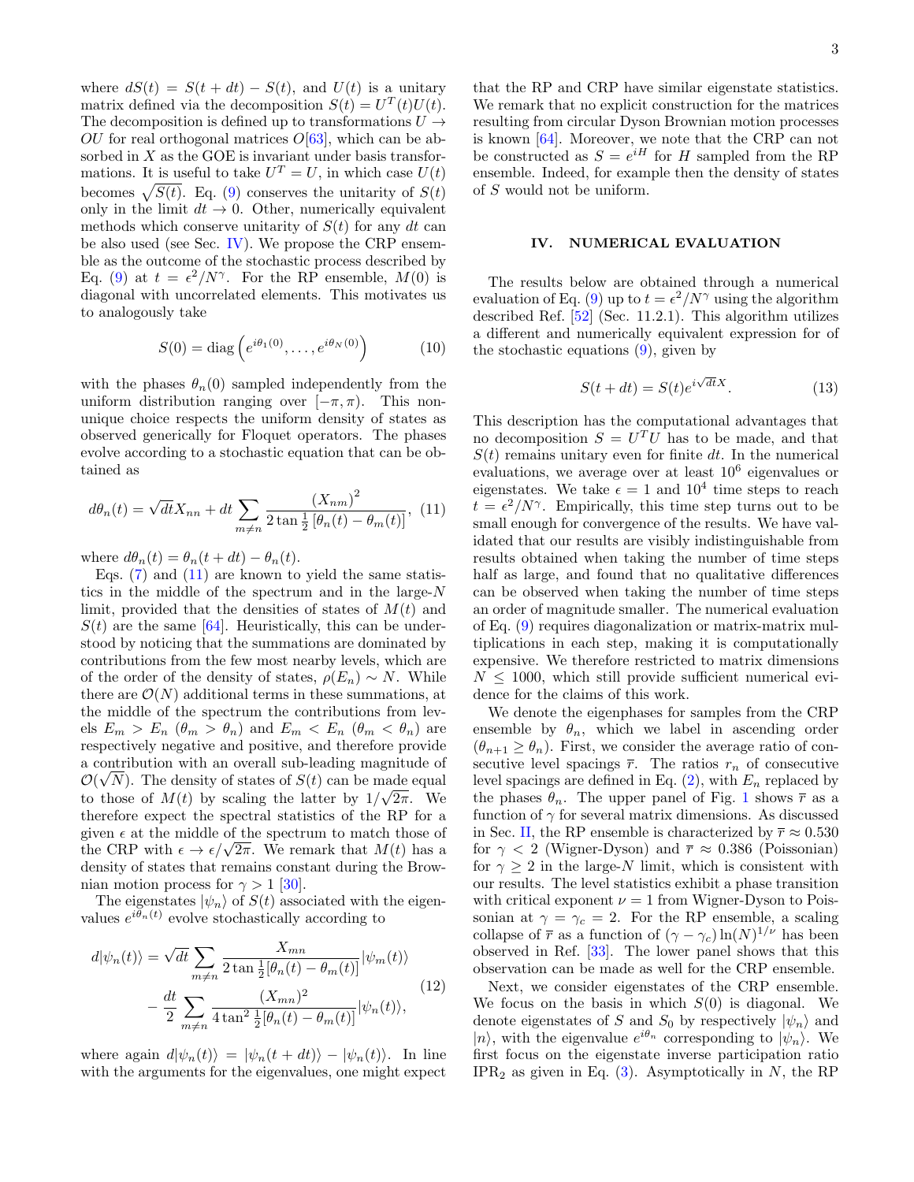where $dS(t) = S(t+dt) - S(t)$, and $U(t)$ is a unitary matrix defined via the decomposition $S(t) = U^T(t)U(t)$. The decomposition is defined up to transformations $U \to OU$ for real orthogonal matrices $O$[63], which can be absorbed in $X$ as the GOE is invariant under basis transformations. It is useful to take $U^T = U$, in which case $U(t)$ becomes $\sqrt{S(t)}$. Eq. (9) conserves the unitarity of $S(t)$ only in the limit $dt \to 0$. Other, numerically equivalent methods which conserve unitarity of $S(t)$ for any $dt$ can be also used (see Sec. IV). We propose the CRP ensemble as the outcome of the stochastic process described by Eq. (9) at $t = \epsilon^2/N^\gamma$. For the RP ensemble, $M(0)$ is diagonal with uncorrelated elements. This motivates us to analogously take

$$S(0) = \mathrm{diag}\left(e^{i\theta_1(0)}, \ldots, e^{i\theta_N(0)}\right) \tag{10}$$

with the phases $\theta_n(0)$ sampled independently from the uniform distribution ranging over $[-\pi, \pi)$. This non-unique choice respects the uniform density of states as observed generically for Floquet operators. The phases evolve according to a stochastic equation that can be obtained as

$$d\theta_n(t) = \sqrt{dt}X_{nn} + dt \sum_{m \neq n} \frac{(X_{nm})^2}{2\tan\frac{1}{2}\left[\theta_n(t) - \theta_m(t)\right]}, \tag{11}$$

where $d\theta_n(t) = \theta_n(t+dt) - \theta_n(t)$.

Eqs. (7) and (11) are known to yield the same statistics in the middle of the spectrum and in the large-$N$ limit, provided that the densities of states of $M(t)$ and $S(t)$ are the same [64]. Heuristically, this can be understood by noticing that the summations are dominated by contributions from the few most nearby levels, which are of the order of the density of states, $\rho(E_n) \sim N$. While there are $\mathcal{O}(N)$ additional terms in these summations, at the middle of the spectrum the contributions from levels $E_m > E_n$ ($\theta_m > \theta_n$) and $E_m < E_n$ ($\theta_m < \theta_n$) are respectively negative and positive, and therefore provide a contribution with an overall sub-leading magnitude of $\mathcal{O}(\sqrt{N})$. The density of states of $S(t)$ can be made equal to those of $M(t)$ by scaling the latter by $1/\sqrt{2\pi}$. We therefore expect the spectral statistics of the RP for a given $\epsilon$ at the middle of the spectrum to match those of the CRP with $\epsilon \to \epsilon/\sqrt{2\pi}$. We remark that $M(t)$ has a density of states that remains constant during the Brownian motion process for $\gamma > 1$ [30].

The eigenstates $|\psi_n\rangle$ of $S(t)$ associated with the eigenvalues $e^{i\theta_n(t)}$ evolve stochastically according to

$$\begin{aligned} d|\psi_n(t)\rangle = &\sqrt{dt} \sum_{m \neq n} \frac{X_{mn}}{2\tan\frac{1}{2}[\theta_n(t) - \theta_m(t)]} |\psi_m(t)\rangle \\ &- \frac{dt}{2} \sum_{m \neq n} \frac{(X_{mn})^2}{4\tan^2\frac{1}{2}[\theta_n(t) - \theta_m(t)]} |\psi_n(t)\rangle, \end{aligned} \tag{12}$$

where again $d|\psi_n(t)\rangle = |\psi_n(t+dt)\rangle - |\psi_n(t)\rangle$. In line with the arguments for the eigenvalues, one might expect that the RP and CRP have similar eigenstate statistics. We remark that no explicit construction for the matrices resulting from circular Dyson Brownian motion processes is known [64]. Moreover, we note that the CRP can not be constructed as $S = e^{iH}$ for $H$ sampled from the RP ensemble. Indeed, for example then the density of states of $S$ would not be uniform.

## IV. NUMERICAL EVALUATION

The results below are obtained through a numerical evaluation of Eq. (9) up to $t = \epsilon^2/N^\gamma$ using the algorithm described Ref. [52] (Sec. 11.2.1). This algorithm utilizes a different and numerically equivalent expression for of the stochastic equations (9), given by

$$S(t+dt) = S(t)e^{i\sqrt{dt}X}. \tag{13}$$

This description has the computational advantages that no decomposition $S = U^T U$ has to be made, and that $S(t)$ remains unitary even for finite $dt$. In the numerical evaluations, we average over at least $10^6$ eigenvalues or eigenstates. We take $\epsilon = 1$ and $10^4$ time steps to reach $t = \epsilon^2/N^\gamma$. Empirically, this time step turns out to be small enough for convergence of the results. We have validated that our results are visibly indistinguishable from results obtained when taking the number of time steps half as large, and found that no qualitative differences can be observed when taking the number of time steps an order of magnitude smaller. The numerical evaluation of Eq. (9) requires diagonalization or matrix-matrix multiplications in each step, making it computationally expensive. We therefore restricted to matrix dimensions $N \leq 1000$, which still provide sufficient numerical evidence for the claims of this work.

We denote the eigenphases for samples from the CRP ensemble by $\theta_n$, which we label in ascending order ($\theta_{n+1} \geq \theta_n$). First, we consider the average ratio of consecutive level spacings $\overline{r}$. The ratios $r_n$ of consecutive level spacings are defined in Eq. (2), with $E_n$ replaced by the phases $\theta_n$. The upper panel of Fig. 1 shows $\overline{r}$ as a function of $\gamma$ for several matrix dimensions. As discussed in Sec. II, the RP ensemble is characterized by $\overline{r} \approx 0.530$ for $\gamma < 2$ (Wigner-Dyson) and $\overline{r} \approx 0.386$ (Poissonian) for $\gamma \geq 2$ in the large-$N$ limit, which is consistent with our results. The level statistics exhibit a phase transition with critical exponent $\nu = 1$ from Wigner-Dyson to Poissonian at $\gamma = \gamma_c = 2$. For the RP ensemble, a scaling collapse of $\overline{r}$ as a function of $(\gamma - \gamma_c)\ln(N)^{1/\nu}$ has been observed in Ref. [33]. The lower panel shows that this observation can be made as well for the CRP ensemble.

Next, we consider eigenstates of the CRP ensemble. We focus on the basis in which $S(0)$ is diagonal. We denote eigenstates of $S$ and $S_0$ by respectively $|\psi_n\rangle$ and $|n\rangle$, with the eigenvalue $e^{i\theta_n}$ corresponding to $|\psi_n\rangle$. We first focus on the eigenstate inverse participation ratio $\mathrm{IPR}_2$ as given in Eq. (3). Asymptotically in $N$, the RP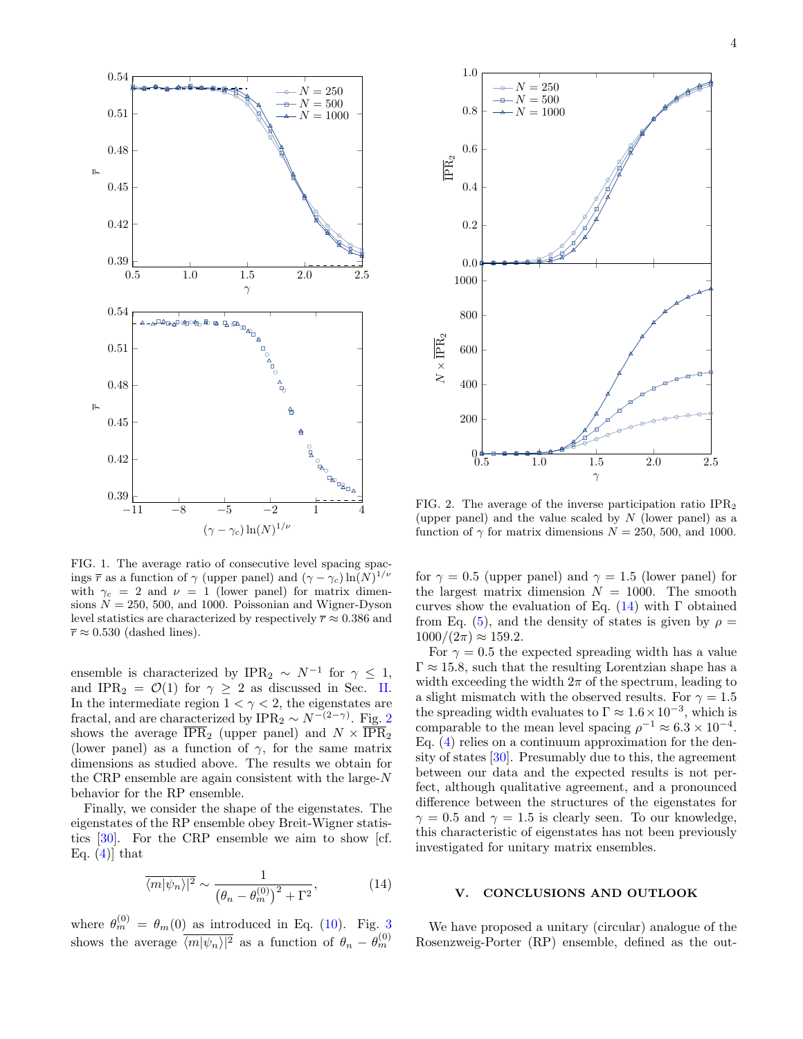FIG. 1. The average ratio of consecutive level spacing spacings $\overline{r}$ as a function of $\gamma$ (upper panel) and $(\gamma - \gamma_c)\ln(N)^{1/\nu}$ with $\gamma_c = 2$ and $\nu = 1$ (lower panel) for matrix dimensions $N = 250$, 500, and 1000. Poissonian and Wigner-Dyson level statistics are characterized by respectively $\overline{r} \approx 0.386$ and $\overline{r} \approx 0.530$ (dashed lines).

ensemble is characterized by $\text{IPR}_2 \sim N^{-1}$ for $\gamma \leq 1$, and $\text{IPR}_2 = \mathcal{O}(1)$ for $\gamma \geq 2$ as discussed in Sec. II. In the intermediate region $1 < \gamma < 2$, the eigenstates are fractal, and are characterized by $\text{IPR}_2 \sim N^{-(2-\gamma)}$. Fig. 2 shows the average $\overline{\text{IPR}}_2$ (upper panel) and $N \times \overline{\text{IPR}}_2$ (lower panel) as a function of $\gamma$, for the same matrix dimensions as studied above. The results we obtain for the CRP ensemble are again consistent with the large-$N$ behavior for the RP ensemble.

Finally, we consider the shape of the eigenstates. The eigenstates of the RP ensemble obey Breit-Wigner statistics [30]. For the CRP ensemble we aim to show [cf. Eq. (4)] that

$$\overline{\langle m|\psi_n\rangle|^2} \sim \frac{1}{\left(\theta_n - \theta_m^{(0)}\right)^2 + \Gamma^2}, \tag{14}$$

where $\theta_m^{(0)} = \theta_m(0)$ as introduced in Eq. (10). Fig. 3 shows the average $\overline{\langle m|\psi_n\rangle|^2}$ as a function of $\theta_n - \theta_m^{(0)}$ for $\gamma = 0.5$ (upper panel) and $\gamma = 1.5$ (lower panel) for the largest matrix dimension $N = 1000$. The smooth curves show the evaluation of Eq. (14) with $\Gamma$ obtained from Eq. (5), and the density of states is given by $\rho = 1000/(2\pi) \approx 159.2$.

FIG. 2. The average of the inverse participation ratio $\text{IPR}_2$ (upper panel) and the value scaled by $N$ (lower panel) as a function of $\gamma$ for matrix dimensions $N = 250$, 500, and 1000.

For $\gamma = 0.5$ the expected spreading width has a value $\Gamma \approx 15.8$, such that the resulting Lorentzian shape has a width exceeding the width $2\pi$ of the spectrum, leading to a slight mismatch with the observed results. For $\gamma = 1.5$ the spreading width evaluates to $\Gamma \approx 1.6 \times 10^{-3}$, which is comparable to the mean level spacing $\rho^{-1} \approx 6.3 \times 10^{-4}$. Eq. (4) relies on a continuum approximation for the density of states [30]. Presumably due to this, the agreement between our data and the expected results is not perfect, although qualitative agreement, and a pronounced difference between the structures of the eigenstates for $\gamma = 0.5$ and $\gamma = 1.5$ is clearly seen. To our knowledge, this characteristic of eigenstates has not been previously investigated for unitary matrix ensembles.

## V. CONCLUSIONS AND OUTLOOK

We have proposed a unitary (circular) analogue of the Rosenzweig-Porter (RP) ensemble, defined as the out-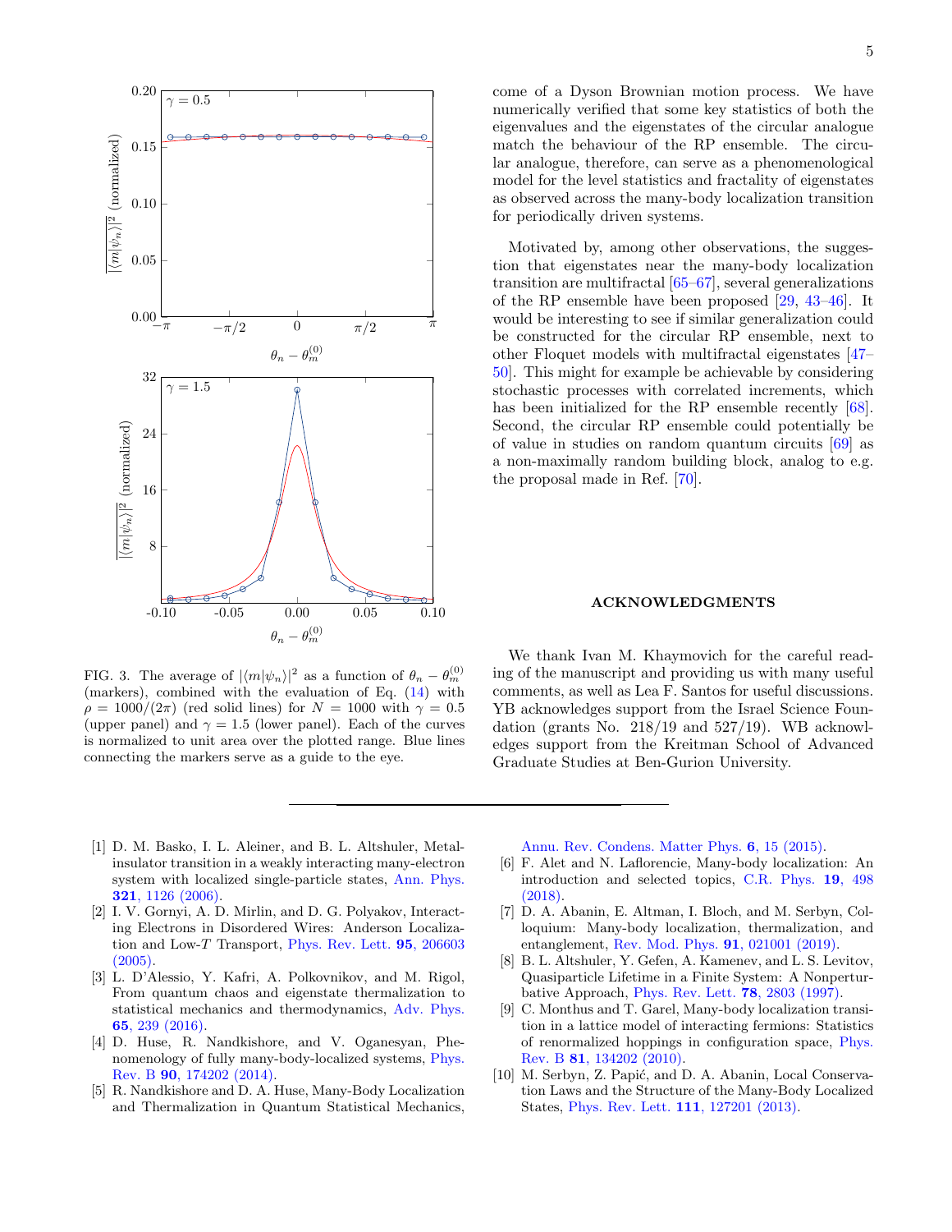FIG. 3. The average of $|\langle m|\psi_n\rangle|^2$ as a function of $\theta_n - \theta_m^{(0)}$ (markers), combined with the evaluation of Eq. (14) with $\rho = 1000/(2\pi)$ (red solid lines) for $N = 1000$ with $\gamma = 0.5$ (upper panel) and $\gamma = 1.5$ (lower panel). Each of the curves is normalized to unit area over the plotted range. Blue lines connecting the markers serve as a guide to the eye.

come of a Dyson Brownian motion process. We have numerically verified that some key statistics of both the eigenvalues and the eigenstates of the circular analogue match the behaviour of the RP ensemble. The circular analogue, therefore, can serve as a phenomenological model for the level statistics and fractality of eigenstates as observed across the many-body localization transition for periodically driven systems.

Motivated by, among other observations, the suggestion that eigenstates near the many-body localization transition are multifractal [65–67], several generalizations of the RP ensemble have been proposed [29, 43–46]. It would be interesting to see if similar generalization could be constructed for the circular RP ensemble, next to other Floquet models with multifractal eigenstates [47–50]. This might for example be achievable by considering stochastic processes with correlated increments, which has been initialized for the RP ensemble recently [68]. Second, the circular RP ensemble could potentially be of value in studies on random quantum circuits [69] as a non-maximally random building block, analog to e.g. the proposal made in Ref. [70].

## ACKNOWLEDGMENTS

We thank Ivan M. Khaymovich for the careful reading of the manuscript and providing us with many useful comments, as well as Lea F. Santos for useful discussions. YB acknowledges support from the Israel Science Foundation (grants No. 218/19 and 527/19). WB acknowledges support from the Kreitman School of Advanced Graduate Studies at Ben-Gurion University.

---

[1] D. M. Basko, I. L. Aleiner, and B. L. Altshuler, Metal-insulator transition in a weakly interacting many-electron system with localized single-particle states, Ann. Phys. **321**, 1126 (2006).

[2] I. V. Gornyi, A. D. Mirlin, and D. G. Polyakov, Interacting Electrons in Disordered Wires: Anderson Localization and Low-$T$ Transport, Phys. Rev. Lett. **95**, 206603 (2005).

[3] L. D'Alessio, Y. Kafri, A. Polkovnikov, and M. Rigol, From quantum chaos and eigenstate thermalization to statistical mechanics and thermodynamics, Adv. Phys. **65**, 239 (2016).

[4] D. Huse, R. Nandkishore, and V. Oganesyan, Phenomenology of fully many-body-localized systems, Phys. Rev. B **90**, 174202 (2014).

[5] R. Nandkishore and D. A. Huse, Many-Body Localization and Thermalization in Quantum Statistical Mechanics, Annu. Rev. Condens. Matter Phys. **6**, 15 (2015).

[6] F. Alet and N. Laflorencie, Many-body localization: An introduction and selected topics, C.R. Phys. **19**, 498 (2018).

[7] D. A. Abanin, E. Altman, I. Bloch, and M. Serbyn, Colloquium: Many-body localization, thermalization, and entanglement, Rev. Mod. Phys. **91**, 021001 (2019).

[8] B. L. Altshuler, Y. Gefen, A. Kamenev, and L. S. Levitov, Quasiparticle Lifetime in a Finite System: A Nonperturbative Approach, Phys. Rev. Lett. **78**, 2803 (1997).

[9] C. Monthus and T. Garel, Many-body localization transition in a lattice model of interacting fermions: Statistics of renormalized hoppings in configuration space, Phys. Rev. B **81**, 134202 (2010).

[10] M. Serbyn, Z. Papić, and D. A. Abanin, Local Conservation Laws and the Structure of the Many-Body Localized States, Phys. Rev. Lett. **111**, 127201 (2013).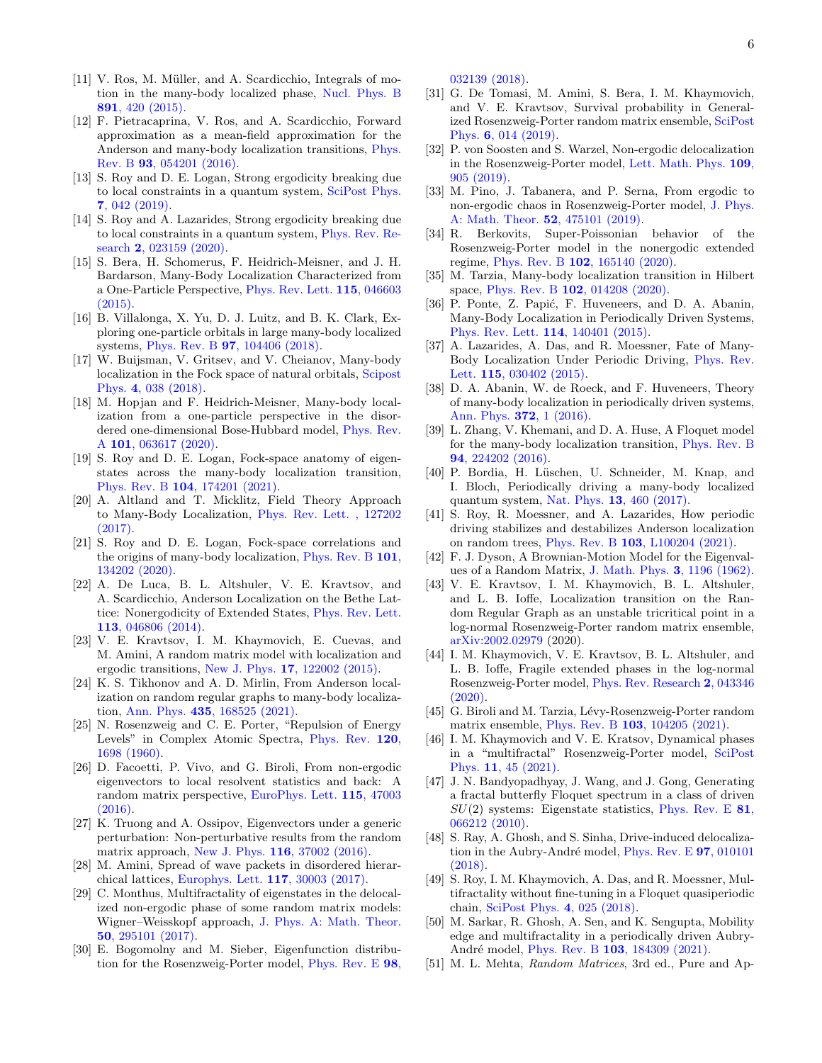[11] V. Ros, M. Müller, and A. Scardicchio, Integrals of motion in the many-body localized phase, Nucl. Phys. B **891**, 420 (2015).

[12] F. Pietracaprina, V. Ros, and A. Scardicchio, Forward approximation as a mean-field approximation for the Anderson and many-body localization transitions, Phys. Rev. B **93**, 054201 (2016).

[13] S. Roy and D. E. Logan, Strong ergodicity breaking due to local constraints in a quantum system, SciPost Phys. **7**, 042 (2019).

[14] S. Roy and A. Lazarides, Strong ergodicity breaking due to local constraints in a quantum system, Phys. Rev. Research **2**, 023159 (2020).

[15] S. Bera, H. Schomerus, F. Heidrich-Meisner, and J. H. Bardarson, Many-Body Localization Characterized from a One-Particle Perspective, Phys. Rev. Lett. **115**, 046603 (2015).

[16] B. Villalonga, X. Yu, D. J. Luitz, and B. K. Clark, Exploring one-particle orbitals in large many-body localized systems, Phys. Rev. B **97**, 104406 (2018).

[17] W. Buijsman, V. Gritsev, and V. Cheianov, Many-body localization in the Fock space of natural orbitals, Scipost Phys. **4**, 038 (2018).

[18] M. Hopjan and F. Heidrich-Meisner, Many-body localization from a one-particle perspective in the disordered one-dimensional Bose-Hubbard model, Phys. Rev. A **101**, 063617 (2020).

[19] S. Roy and D. E. Logan, Fock-space anatomy of eigenstates across the many-body localization transition, Phys. Rev. B **104**, 174201 (2021).

[20] A. Altland and T. Micklitz, Field Theory Approach to Many-Body Localization, Phys. Rev. Lett. , 127202 (2017).

[21] S. Roy and D. E. Logan, Fock-space correlations and the origins of many-body localization, Phys. Rev. B **101**, 134202 (2020).

[22] A. De Luca, B. L. Altshuler, V. E. Kravtsov, and A. Scardicchio, Anderson Localization on the Bethe Lattice: Nonergodicity of Extended States, Phys. Rev. Lett. **113**, 046806 (2014).

[23] V. E. Kravtsov, I. M. Khaymovich, E. Cuevas, and M. Amini, A random matrix model with localization and ergodic transitions, New J. Phys. **17**, 122002 (2015).

[24] K. S. Tikhonov and A. D. Mirlin, From Anderson localization on random regular graphs to many-body localization, Ann. Phys. **435**, 168525 (2021).

[25] N. Rosenzweig and C. E. Porter, "Repulsion of Energy Levels" in Complex Atomic Spectra, Phys. Rev. **120**, 1698 (1960).

[26] D. Facoetti, P. Vivo, and G. Biroli, From non-ergodic eigenvectors to local resolvent statistics and back: A random matrix perspective, EuroPhys. Lett. **115**, 47003 (2016).

[27] K. Truong and A. Ossipov, Eigenvectors under a generic perturbation: Non-perturbative results from the random matrix approach, New J. Phys. **116**, 37002 (2016).

[28] M. Amini, Spread of wave packets in disordered hierarchical lattices, Europhys. Lett. **117**, 30003 (2017).

[29] C. Monthus, Multifractality of eigenstates in the delocalized non-ergodic phase of some random matrix models: Wigner–Weisskopf approach, J. Phys. A: Math. Theor. **50**, 295101 (2017).

[30] E. Bogomolny and M. Sieber, Eigenfunction distribution for the Rosenzweig-Porter model, Phys. Rev. E **98**, 032139 (2018).

[31] G. De Tomasi, M. Amini, S. Bera, I. M. Khaymovich, and V. E. Kravtsov, Survival probability in Generalized Rosenzweig-Porter random matrix ensemble, SciPost Phys. **6**, 014 (2019).

[32] P. von Soosten and S. Warzel, Non-ergodic delocalization in the Rosenzweig-Porter model, Lett. Math. Phys. **109**, 905 (2019).

[33] M. Pino, J. Tabanera, and P. Serna, From ergodic to non-ergodic chaos in Rosenzweig-Porter model, J. Phys. A: Math. Theor. **52**, 475101 (2019).

[34] R. Berkovits, Super-Poissonian behavior of the Rosenzweig-Porter model in the nonergodic extended regime, Phys. Rev. B **102**, 165140 (2020).

[35] M. Tarzia, Many-body localization transition in Hilbert space, Phys. Rev. B **102**, 014208 (2020).

[36] P. Ponte, Z. Papić, F. Huveneers, and D. A. Abanin, Many-Body Localization in Periodically Driven Systems, Phys. Rev. Lett. **114**, 140401 (2015).

[37] A. Lazarides, A. Das, and R. Moessner, Fate of Many-Body Localization Under Periodic Driving, Phys. Rev. Lett. **115**, 030402 (2015).

[38] D. A. Abanin, W. de Roeck, and F. Huveneers, Theory of many-body localization in periodically driven systems, Ann. Phys. **372**, 1 (2016).

[39] L. Zhang, V. Khemani, and D. A. Huse, A Floquet model for the many-body localization transition, Phys. Rev. B **94**, 224202 (2016).

[40] P. Bordia, H. Lüschen, U. Schneider, M. Knap, and I. Bloch, Periodically driving a many-body localized quantum system, Nat. Phys. **13**, 460 (2017).

[41] S. Roy, R. Moessner, and A. Lazarides, How periodic driving stabilizes and destabilizes Anderson localization on random trees, Phys. Rev. B **103**, L100204 (2021).

[42] F. J. Dyson, A Brownian-Motion Model for the Eigenvalues of a Random Matrix, J. Math. Phys. **3**, 1196 (1962).

[43] V. E. Kravtsov, I. M. Khaymovich, B. L. Altshuler, and L. B. Ioffe, Localization transition on the Random Regular Graph as an unstable tricritical point in a log-normal Rosenzweig-Porter random matrix ensemble, arXiv:2002.02979 (2020).

[44] I. M. Khaymovich, V. E. Kravtsov, B. L. Altshuler, and L. B. Ioffe, Fragile extended phases in the log-normal Rosenzweig-Porter model, Phys. Rev. Research **2**, 043346 (2020).

[45] G. Biroli and M. Tarzia, Lévy-Rosenzweig-Porter random matrix ensemble, Phys. Rev. B **103**, 104205 (2021).

[46] I. M. Khaymovich and V. E. Kratsov, Dynamical phases in a "multifractal" Rosenzweig-Porter model, SciPost Phys. **11**, 45 (2021).

[47] J. N. Bandyopadhyay, J. Wang, and J. Gong, Generating a fractal butterfly Floquet spectrum in a class of driven $SU(2)$ systems: Eigenstate statistics, Phys. Rev. E **81**, 066212 (2010).

[48] S. Ray, A. Ghosh, and S. Sinha, Drive-induced delocalization in the Aubry-André model, Phys. Rev. E **97**, 010101 (2018).

[49] S. Roy, I. M. Khaymovich, A. Das, and R. Moessner, Multifractality without fine-tuning in a Floquet quasiperiodic chain, SciPost Phys. **4**, 025 (2018).

[50] M. Sarkar, R. Ghosh, A. Sen, and K. Sengupta, Mobility edge and multifractality in a periodically driven Aubry-André model, Phys. Rev. B **103**, 184309 (2021).

[51] M. L. Mehta, *Random Matrices*, 3rd ed., Pure and Ap-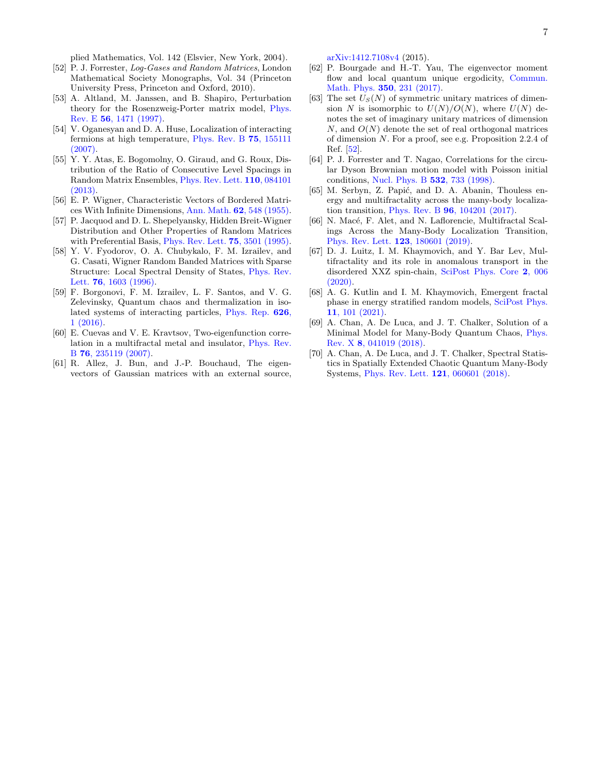plied Mathematics, Vol. 142 (Elsvier, New York, 2004).

[52] P. J. Forrester, *Log-Gases and Random Matrices*, London Mathematical Society Monographs, Vol. 34 (Princeton University Press, Princeton and Oxford, 2010).

[53] A. Altland, M. Janssen, and B. Shapiro, Perturbation theory for the Rosenzweig-Porter matrix model, Phys. Rev. E **56**, 1471 (1997).

[54] V. Oganesyan and D. A. Huse, Localization of interacting fermions at high temperature, Phys. Rev. B **75**, 155111 (2007).

[55] Y. Y. Atas, E. Bogomolny, O. Giraud, and G. Roux, Distribution of the Ratio of Consecutive Level Spacings in Random Matrix Ensembles, Phys. Rev. Lett. **110**, 084101 (2013).

[56] E. P. Wigner, Characteristic Vectors of Bordered Matrices With Infinite Dimensions, Ann. Math. **62**, 548 (1955).

[57] P. Jacquod and D. L. Shepelyansky, Hidden Breit-Wigner Distribution and Other Properties of Random Matrices with Preferential Basis, Phys. Rev. Lett. **75**, 3501 (1995).

[58] Y. V. Fyodorov, O. A. Chubykalo, F. M. Izrailev, and G. Casati, Wigner Random Banded Matrices with Sparse Structure: Local Spectral Density of States, Phys. Rev. Lett. **76**, 1603 (1996).

[59] F. Borgonovi, F. M. Izrailev, L. F. Santos, and V. G. Zelevinsky, Quantum chaos and thermalization in isolated systems of interacting particles, Phys. Rep. **626**, 1 (2016).

[60] E. Cuevas and V. E. Kravtsov, Two-eigenfunction correlation in a multifractal metal and insulator, Phys. Rev. B **76**, 235119 (2007).

[61] R. Allez, J. Bun, and J.-P. Bouchaud, The eigenvectors of Gaussian matrices with an external source, arXiv:1412.7108v4 (2015).

[62] P. Bourgade and H.-T. Yau, The eigenvector moment flow and local quantum unique ergodicity, Commun. Math. Phys. **350**, 231 (2017).

[63] The set $U_S(N)$ of symmetric unitary matrices of dimension $N$ is isomorphic to $U(N)/O(N)$, where $U(N)$ denotes the set of imaginary unitary matrices of dimension $N$, and $O(N)$ denote the set of real orthogonal matrices of dimension $N$. For a proof, see e.g. Proposition 2.2.4 of Ref. [52].

[64] P. J. Forrester and T. Nagao, Correlations for the circular Dyson Brownian motion model with Poisson initial conditions, Nucl. Phys. B **532**, 733 (1998).

[65] M. Serbyn, Z. Papić, and D. A. Abanin, Thouless energy and multifractality across the many-body localization transition, Phys. Rev. B **96**, 104201 (2017).

[66] N. Macé, F. Alet, and N. Laflorencie, Multifractal Scalings Across the Many-Body Localization Transition, Phys. Rev. Lett. **123**, 180601 (2019).

[67] D. J. Luitz, I. M. Khaymovich, and Y. Bar Lev, Multifractality and its role in anomalous transport in the disordered XXZ spin-chain, SciPost Phys. Core **2**, 006 (2020).

[68] A. G. Kutlin and I. M. Khaymovich, Emergent fractal phase in energy stratified random models, SciPost Phys. **11**, 101 (2021).

[69] A. Chan, A. De Luca, and J. T. Chalker, Solution of a Minimal Model for Many-Body Quantum Chaos, Phys. Rev. X **8**, 041019 (2018).

[70] A. Chan, A. De Luca, and J. T. Chalker, Spectral Statistics in Spatially Extended Chaotic Quantum Many-Body Systems, Phys. Rev. Lett. **121**, 060601 (2018).